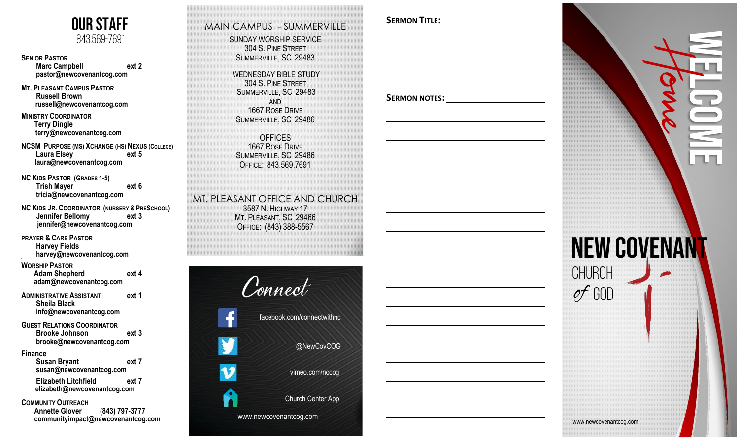# OUR STAFF

843.569-7691

**SENIOR PASTOR**
**Marc Campbell** ext 2
**pastor@newcovenantcog.com**

**MT. PLEASANT CAMPUS PASTOR**
**Russell Brown**
**russell@newcovenantcog.com**

**MINISTRY COORDINATOR**
**Terry Dingle**
**terry@newcovenantcog.com**

**NCSM PURPOSE (MS) XCHANGE (HS) NEXUS (COLLEGE)**
**Laura Elsey** ext 5
**laura@newcovenantcog.com**

**NC KIDS PASTOR (GRADES 1-5)**
**Trish Mayer** ext 6
**tricia@newcovenantcog.com**

**NC KIDS JR. COORDINATOR (NURSERY & PRESCHOOL)**
**Jennifer Bellomy** ext 3
**jennifer@newcovenantcog.com**

**PRAYER & CARE PASTOR**
**Harvey Fields**
**harvey@newcovenantcog.com**

**WORSHIP PASTOR**
**Adam Shepherd** ext 4
**adam@newcovenantcog.com**

**ADMINISTRATIVE ASSISTANT** ext 1
**Sheila Black**
**info@newcovenantcog.com**

**GUEST RELATIONS COORDINATOR**
**Brooke Johnson** ext 3
**brooke@newcovenantcog.com**

**Finance**
**Susan Bryant** ext 7
**susan@newcovenantcog.com**

**Elizabeth Litchfield** ext 7
**elizabeth@newcovenantcog.com**

**COMMUNITY OUTREACH**
**Annette Glover** (843) 797-3777
**communityimpact@newcovenantcog.com**

## MAIN CAMPUS - SUMMERVILLE

SUNDAY WORSHIP SERVICE
304 S. PINE STREET
SUMMERVILLE, SC 29483

WEDNESDAY BIBLE STUDY
304 S. PINE STREET
SUMMERVILLE, SC 29483
AND
1667 ROSE DRIVE
SUMMERVILLE, SC 29486

OFFICES
1667 ROSE DRIVE
SUMMERVILLE, SC 29486
OFFICE: 843.569.7691

## MT. PLEASANT OFFICE AND CHURCH

3587 N. HIGHWAY 17
MT. PLEASANT, SC 29466
OFFICE: (843) 388-5567

## Connect

facebook.com/connectwithnc

@NewCovCOG

vimeo.com/nccog

Church Center App

www.newcovenantcog.com

**SERMON TITLE:** ______________________

______________________

______________________

**SERMON NOTES:** ______________________

______________________

______________________

______________________

______________________

______________________

______________________

______________________

______________________

______________________

______________________

______________________

______________________

______________________

______________________

______________________

______________________

# WELCOME *Home*

# NEW COVENANT

CHURCH
*of* GOD

www.newcovenantcog.com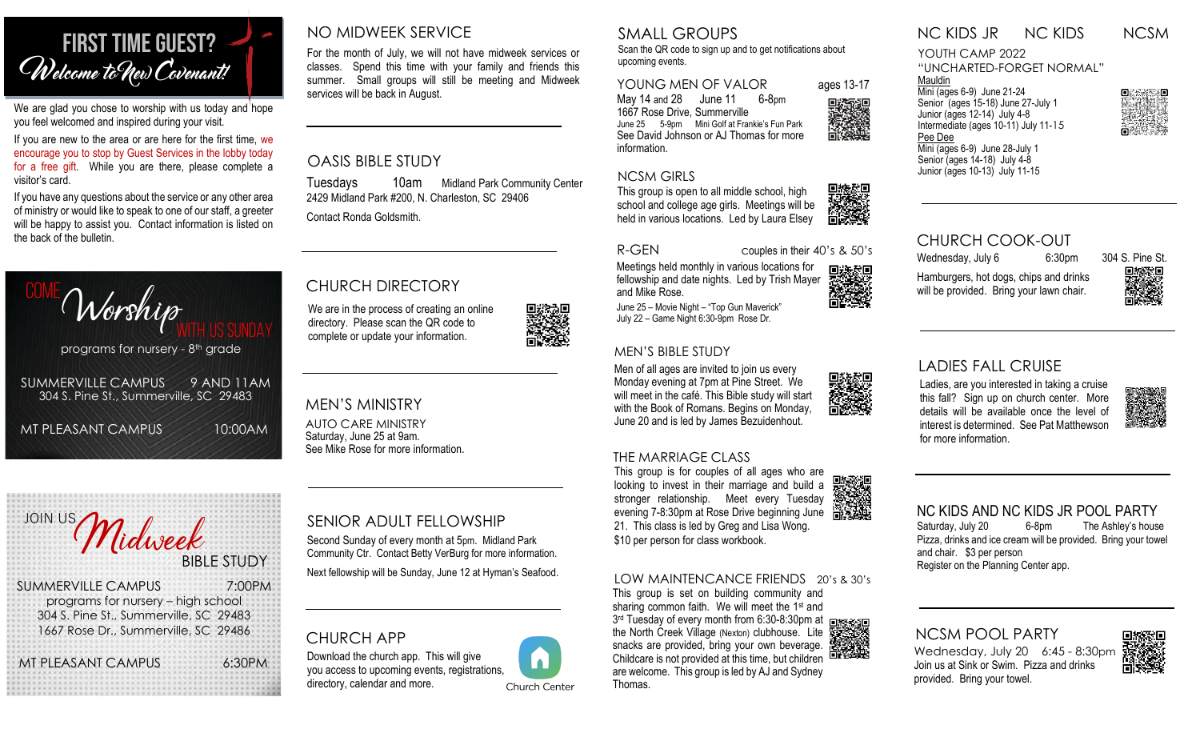# FIRST TIME GUEST?

*Welcome to New Covenant!*

We are glad you chose to worship with us today and hope you feel welcomed and inspired during your visit.

If you are new to the area or are here for the first time, we encourage you to stop by Guest Services in the lobby today for a free gift. While you are there, please complete a visitor's card.

If you have any questions about the service or any other area of ministry or would like to speak to one of our staff, a greeter will be happy to assist you. Contact information is listed on the back of the bulletin.

## COME *Worship* WITH US SUNDAY

programs for nursery - 8th grade

SUMMERVILLE CAMPUS 9 AND 11AM
304 S. Pine St., Summerville, SC 29483

MT PLEASANT CAMPUS 10:00AM

## JOIN US *Midweek* BIBLE STUDY

SUMMERVILLE CAMPUS 7:00PM
programs for nursery – high school
304 S. Pine St., Summerville, SC 29483
1667 Rose Dr., Summerville, SC 29486

MT PLEASANT CAMPUS 6:30PM

## NO MIDWEEK SERVICE

For the month of July, we will not have midweek services or classes. Spend this time with your family and friends this summer. Small groups will still be meeting and Midweek services will be back in August.

## OASIS BIBLE STUDY

Tuesdays 10am Midland Park Community Center
2429 Midland Park #200, N. Charleston, SC 29406

Contact Ronda Goldsmith.

## CHURCH DIRECTORY

We are in the process of creating an online directory. Please scan the QR code to complete or update your information.

## MEN'S MINISTRY

AUTO CARE MINISTRY
Saturday, June 25 at 9am.
See Mike Rose for more information.

## SENIOR ADULT FELLOWSHIP

Second Sunday of every month at 5pm. Midland Park Community Ctr. Contact Betty VerBurg for more information.

Next fellowship will be Sunday, June 12 at Hyman's Seafood.

## CHURCH APP

Download the church app. This will give you access to upcoming events, registrations, directory, calendar and more.

Church Center

## SMALL GROUPS

Scan the QR code to sign up and to get notifications about upcoming events.

### YOUNG MEN OF VALOR ages 13-17

May 14 and 28 June 11 6-8pm
1667 Rose Drive, Summerville
June 25 5-9pm Mini Golf at Frankie's Fun Park
See David Johnson or AJ Thomas for more information.

### NCSM GIRLS

This group is open to all middle school, high school and college age girls. Meetings will be held in various locations. Led by Laura Elsey

### R-GEN couples in their 40's & 50's

Meetings held monthly in various locations for fellowship and date nights. Led by Trish Mayer and Mike Rose.

June 25 – Movie Night – "Top Gun Maverick"
July 22 – Game Night 6:30-9pm Rose Dr.

### MEN'S BIBLE STUDY

Men of all ages are invited to join us every Monday evening at 7pm at Pine Street. We will meet in the café. This Bible study will start with the Book of Romans. Begins on Monday, June 20 and is led by James Bezuidenhout.

### THE MARRIAGE CLASS

This group is for couples of all ages who are looking to invest in their marriage and build a stronger relationship. Meet every Tuesday evening 7-8:30pm at Rose Drive beginning June 21. This class is led by Greg and Lisa Wong. $10 per person for class workbook.

### LOW MAINTENANCE FRIENDS 20's & 30's

This group is set on building community and sharing common faith. We will meet the 1st and 3rd Tuesday of every month from 6:30-8:30pm at the North Creek Village (Nexton) clubhouse. Lite snacks are provided, bring your own beverage. Childcare is not provided at this time, but children are welcome. This group is led by AJ and Sydney Thomas.

## NC KIDS JR NC KIDS NCSM

YOUTH CAMP 2022
"UNCHARTED-FORGET NORMAL"

Mauldin
Mini (ages 6-9) June 21-24
Senior (ages 15-18) June 27-July 1
Junior (ages 12-14) July 4-8
Intermediate (ages 10-11) July 11-15

Pee Dee
Mini (ages 6-9) June 28-July 1
Senior (ages 14-18) July 4-8
Junior (ages 10-13) July 11-15

## CHURCH COOK-OUT

Wednesday, July 6 6:30pm 304 S. Pine St.

Hamburgers, hot dogs, chips and drinks will be provided. Bring your lawn chair.

## LADIES FALL CRUISE

Ladies, are you interested in taking a cruise this fall? Sign up on church center. More details will be available once the level of interest is determined. See Pat Matthewson for more information.

## NC KIDS AND NC KIDS JR POOL PARTY

Saturday, July 20 6-8pm The Ashley's house
Pizza, drinks and ice cream will be provided. Bring your towel and chair. $3 per person
Register on the Planning Center app.

## NCSM POOL PARTY

Wednesday, July 20 6:45 - 8:30pm
Join us at Sink or Swim. Pizza and drinks provided. Bring your towel.